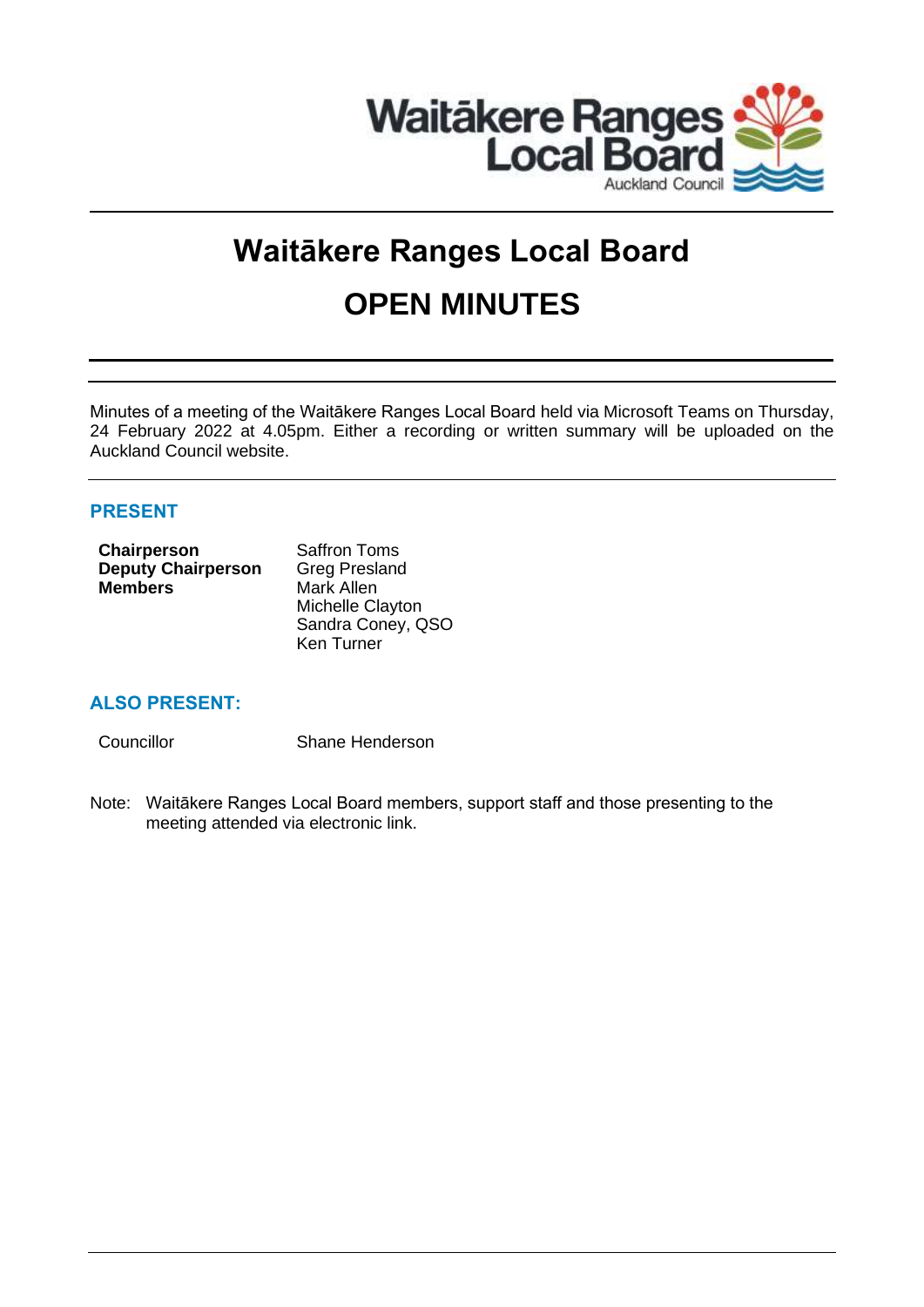# Waitākere Ranges Local Board

# OPEN MINUTES

Minutes of a meeting of the Waitākere Ranges Local Board held via Microsoft Teams on Thursday, 24 February 2022 at 4.05pm. Either a recording or written summary will be uploaded on the Auckland Council website.

## PRESENT

| | |
|---|---|
| **Chairperson** | Saffron Toms |
| **Deputy Chairperson** | Greg Presland |
| **Members** | Mark Allen |
| | Michelle Clayton |
| | Sandra Coney, QSO |
| | Ken Turner |

## ALSO PRESENT:

| | |
|---|---|
| Councillor | Shane Henderson |

Note: Waitākere Ranges Local Board members, support staff and those presenting to the meeting attended via electronic link.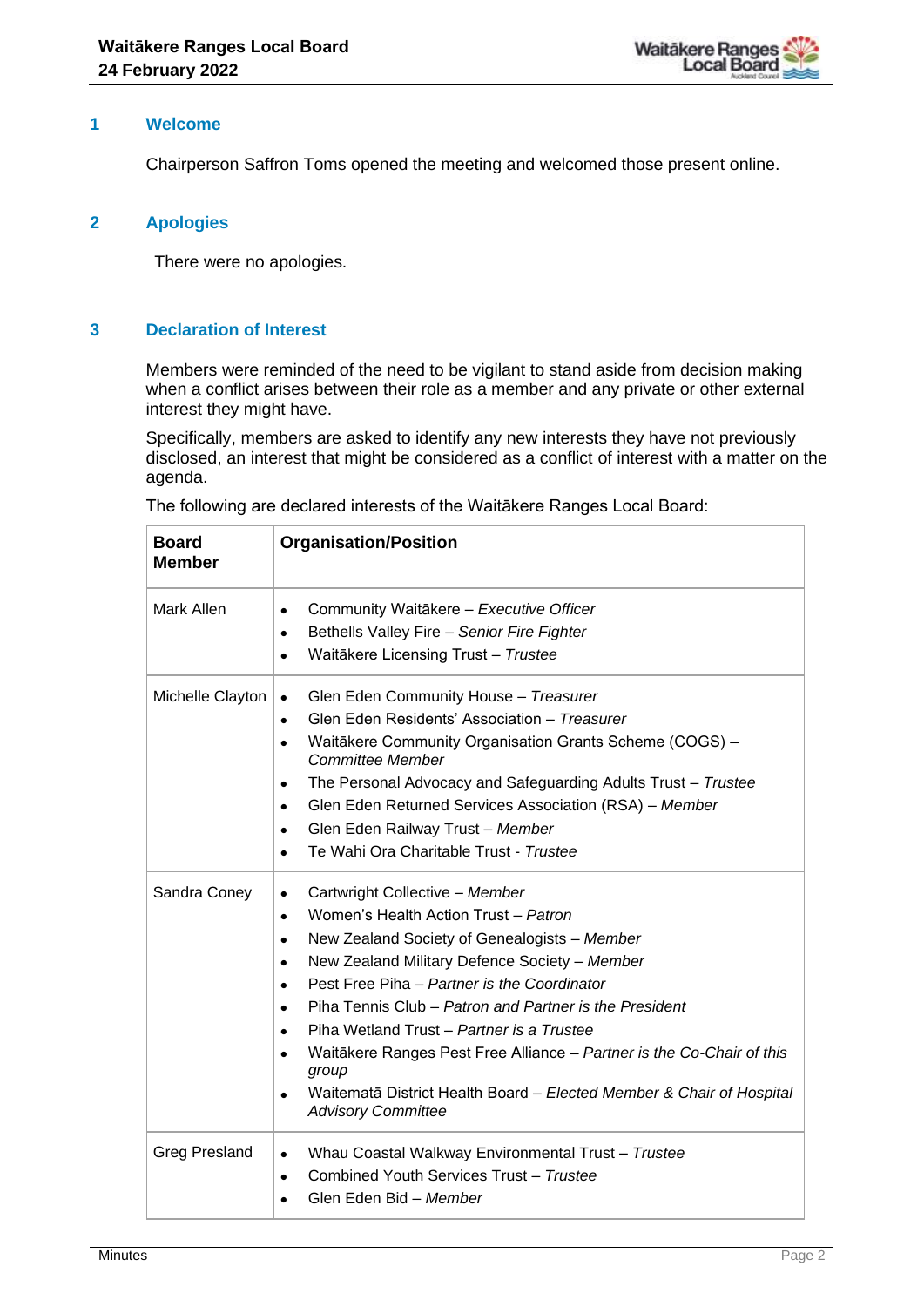## 1 Welcome

Chairperson Saffron Toms opened the meeting and welcomed those present online.

## 2 Apologies

There were no apologies.

## 3 Declaration of Interest

Members were reminded of the need to be vigilant to stand aside from decision making when a conflict arises between their role as a member and any private or other external interest they might have.

Specifically, members are asked to identify any new interests they have not previously disclosed, an interest that might be considered as a conflict of interest with a matter on the agenda.

The following are declared interests of the Waitākere Ranges Local Board:

| **Board Member** | **Organisation/Position** |
|---|---|
| Mark Allen | • Community Waitākere – *Executive Officer*<br>• Bethells Valley Fire – *Senior Fire Fighter*<br>• Waitākere Licensing Trust – *Trustee* |
| Michelle Clayton | • Glen Eden Community House – *Treasurer*<br>• Glen Eden Residents' Association – *Treasurer*<br>• Waitākere Community Organisation Grants Scheme (COGS) – *Committee Member*<br>• The Personal Advocacy and Safeguarding Adults Trust – *Trustee*<br>• Glen Eden Returned Services Association (RSA) – *Member*<br>• Glen Eden Railway Trust – *Member*<br>• Te Wahi Ora Charitable Trust - *Trustee* |
| Sandra Coney | • Cartwright Collective – *Member*<br>• Women's Health Action Trust – *Patron*<br>• New Zealand Society of Genealogists – *Member*<br>• New Zealand Military Defence Society – *Member*<br>• Pest Free Piha – *Partner is the Coordinator*<br>• Piha Tennis Club – *Patron and Partner is the President*<br>• Piha Wetland Trust – *Partner is a Trustee*<br>• Waitākere Ranges Pest Free Alliance – *Partner is the Co-Chair of this group*<br>• Waitematā District Health Board – *Elected Member & Chair of Hospital Advisory Committee* |
| Greg Presland | • Whau Coastal Walkway Environmental Trust – *Trustee*<br>• Combined Youth Services Trust – *Trustee*<br>• Glen Eden Bid – *Member* |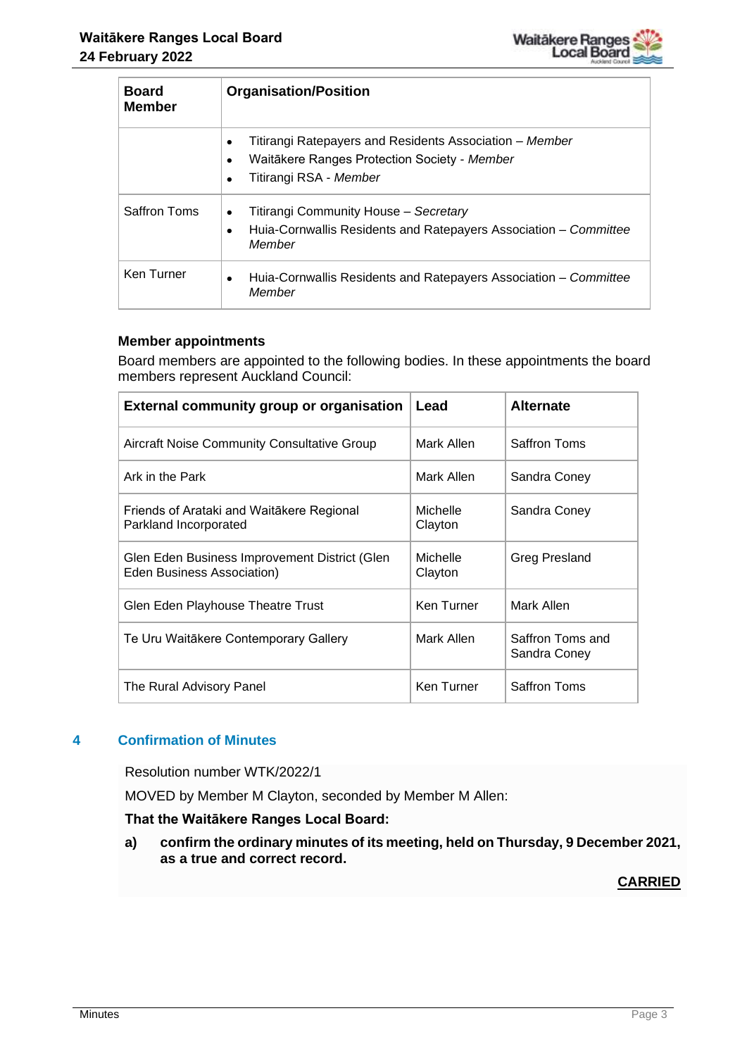| Board Member | Organisation/Position |
|---|---|
| | • Titirangi Ratepayers and Residents Association – *Member*<br>• Waitākere Ranges Protection Society - *Member*<br>• Titirangi RSA - *Member* |
| Saffron Toms | • Titirangi Community House – *Secretary*<br>• Huia-Cornwallis Residents and Ratepayers Association – *Committee Member* |
| Ken Turner | • Huia-Cornwallis Residents and Ratepayers Association – *Committee Member* |

**Member appointments**

Board members are appointed to the following bodies. In these appointments the board members represent Auckland Council:

| External community group or organisation | Lead | Alternate |
|---|---|---|
| Aircraft Noise Community Consultative Group | Mark Allen | Saffron Toms |
| Ark in the Park | Mark Allen | Sandra Coney |
| Friends of Arataki and Waitākere Regional Parkland Incorporated | Michelle Clayton | Sandra Coney |
| Glen Eden Business Improvement District (Glen Eden Business Association) | Michelle Clayton | Greg Presland |
| Glen Eden Playhouse Theatre Trust | Ken Turner | Mark Allen |
| Te Uru Waitākere Contemporary Gallery | Mark Allen | Saffron Toms and Sandra Coney |
| The Rural Advisory Panel | Ken Turner | Saffron Toms |

## 4 Confirmation of Minutes

Resolution number WTK/2022/1

MOVED by Member M Clayton, seconded by Member M Allen:

**That the Waitākere Ranges Local Board:**

**a) confirm the ordinary minutes of its meeting, held on Thursday, 9 December 2021, as a true and correct record.**

**CARRIED**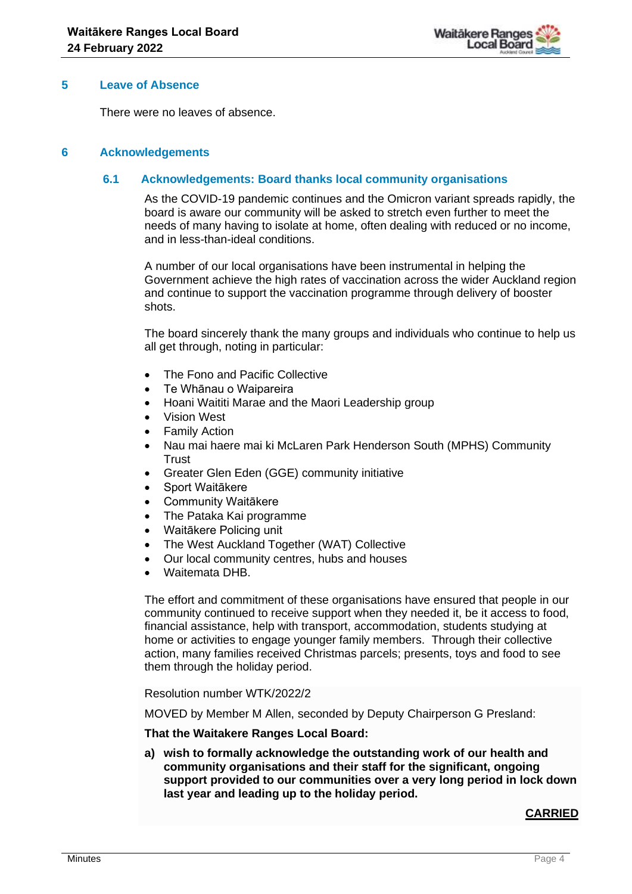## 5 Leave of Absence

There were no leaves of absence.

## 6 Acknowledgements

### 6.1 Acknowledgements: Board thanks local community organisations

As the COVID-19 pandemic continues and the Omicron variant spreads rapidly, the board is aware our community will be asked to stretch even further to meet the needs of many having to isolate at home, often dealing with reduced or no income, and in less-than-ideal conditions.

A number of our local organisations have been instrumental in helping the Government achieve the high rates of vaccination across the wider Auckland region and continue to support the vaccination programme through delivery of booster shots.

The board sincerely thank the many groups and individuals who continue to help us all get through, noting in particular:

- The Fono and Pacific Collective
- Te Whānau o Waipareira
- Hoani Waititi Marae and the Maori Leadership group
- Vision West
- Family Action
- Nau mai haere mai ki McLaren Park Henderson South (MPHS) Community Trust
- Greater Glen Eden (GGE) community initiative
- Sport Waitākere
- Community Waitākere
- The Pataka Kai programme
- Waitākere Policing unit
- The West Auckland Together (WAT) Collective
- Our local community centres, hubs and houses
- Waitemata DHB.

The effort and commitment of these organisations have ensured that people in our community continued to receive support when they needed it, be it access to food, financial assistance, help with transport, accommodation, students studying at home or activities to engage younger family members. Through their collective action, many families received Christmas parcels; presents, toys and food to see them through the holiday period.

Resolution number WTK/2022/2

MOVED by Member M Allen, seconded by Deputy Chairperson G Presland:

**That the Waitakere Ranges Local Board:**

**a) wish to formally acknowledge the outstanding work of our health and community organisations and their staff for the significant, ongoing support provided to our communities over a very long period in lock down last year and leading up to the holiday period.**

**CARRIED**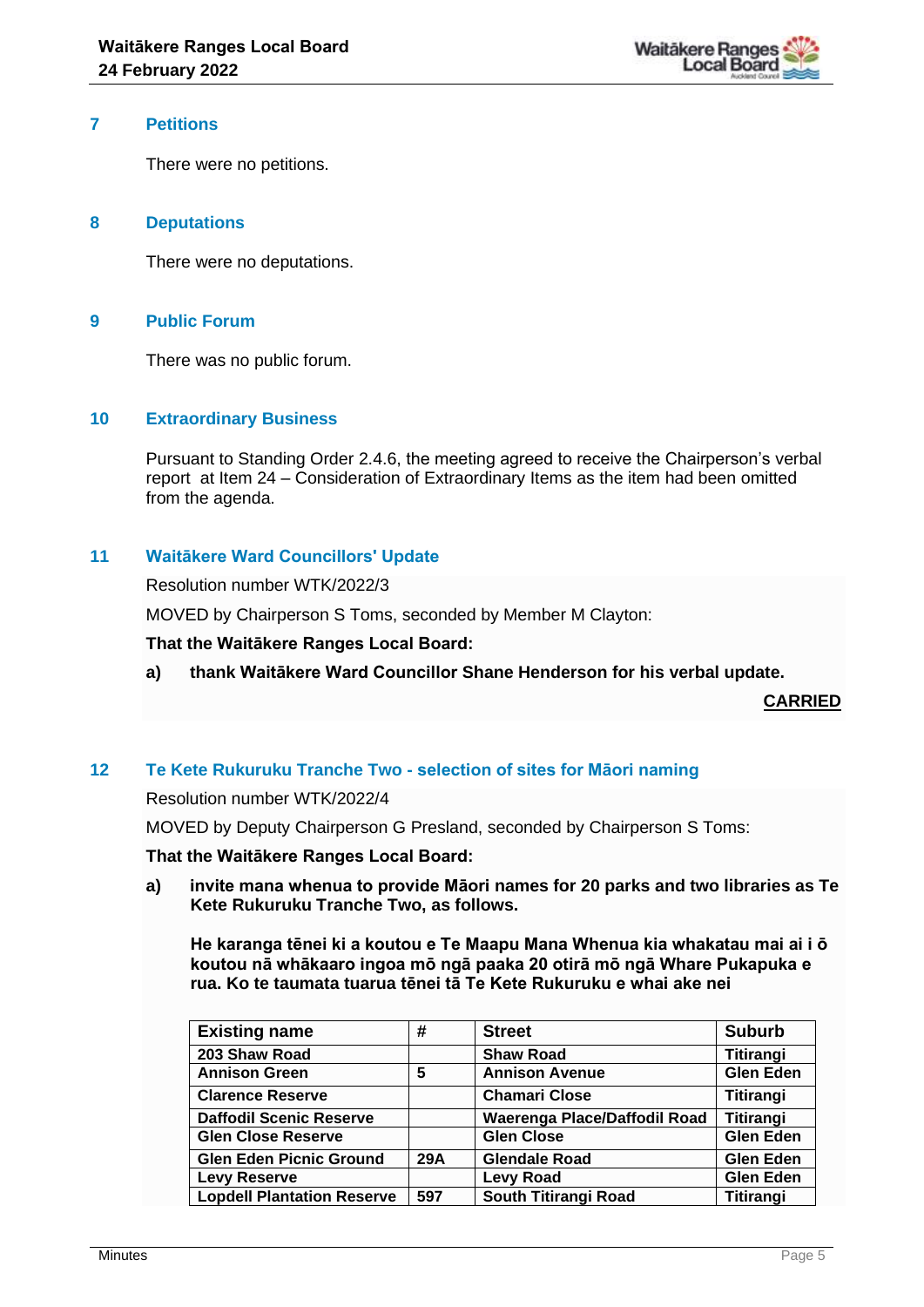## 7 Petitions

There were no petitions.

## 8 Deputations

There were no deputations.

## 9 Public Forum

There was no public forum.

## 10 Extraordinary Business

Pursuant to Standing Order 2.4.6, the meeting agreed to receive the Chairperson's verbal report at Item 24 – Consideration of Extraordinary Items as the item had been omitted from the agenda.

## 11 Waitākere Ward Councillors' Update

Resolution number WTK/2022/3

MOVED by Chairperson S Toms, seconded by Member M Clayton:

**That the Waitākere Ranges Local Board:**

**a) thank Waitākere Ward Councillor Shane Henderson for his verbal update.**

**CARRIED**

## 12 Te Kete Rukuruku Tranche Two - selection of sites for Māori naming

Resolution number WTK/2022/4

MOVED by Deputy Chairperson G Presland, seconded by Chairperson S Toms:

**That the Waitākere Ranges Local Board:**

**a) invite mana whenua to provide Māori names for 20 parks and two libraries as Te Kete Rukuruku Tranche Two, as follows.**

**He karanga tēnei ki a koutou e Te Maapu Mana Whenua kia whakatau mai ai i ō koutou nā whākaaro ingoa mō ngā paaka 20 otirā mō ngā Whare Pukapuka e rua. Ko te taumata tuarua tēnei tā Te Kete Rukuruku e whai ake nei**

| Existing name | # | Street | Suburb |
|---|---|---|---|
| 203 Shaw Road | | Shaw Road | Titirangi |
| Annison Green | 5 | Annison Avenue | Glen Eden |
| Clarence Reserve | | Chamari Close | Titirangi |
| Daffodil Scenic Reserve | | Waerenga Place/Daffodil Road | Titirangi |
| Glen Close Reserve | | Glen Close | Glen Eden |
| Glen Eden Picnic Ground | 29A | Glendale Road | Glen Eden |
| Levy Reserve | | Levy Road | Glen Eden |
| Lopdell Plantation Reserve | 597 | South Titirangi Road | Titirangi |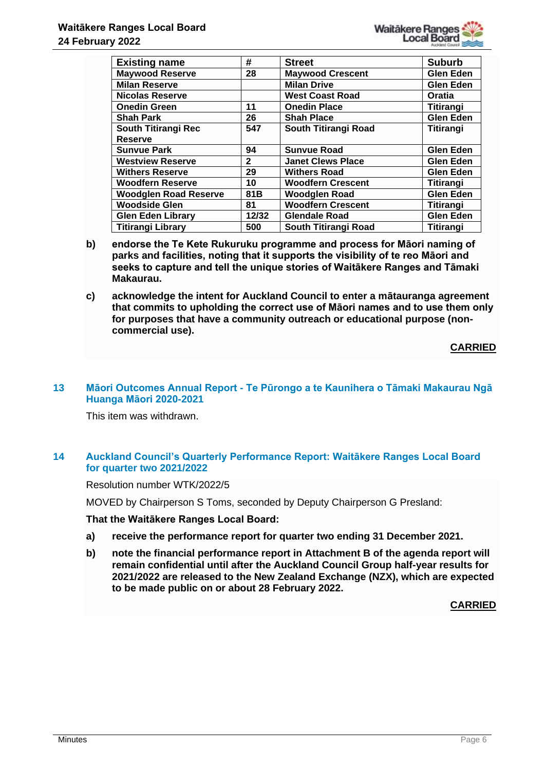| Existing name | # | Street | Suburb |
|---|---|---|---|
| Maywood Reserve | 28 | Maywood Crescent | Glen Eden |
| Milan Reserve | | Milan Drive | Glen Eden |
| Nicolas Reserve | | West Coast Road | Oratia |
| Onedin Green | 11 | Onedin Place | Titirangi |
| Shah Park | 26 | Shah Place | Glen Eden |
| South Titirangi Rec Reserve | 547 | South Titirangi Road | Titirangi |
| Sunvue Park | 94 | Sunvue Road | Glen Eden |
| Westview Reserve | 2 | Janet Clews Place | Glen Eden |
| Withers Reserve | 29 | Withers Road | Glen Eden |
| Woodfern Reserve | 10 | Woodfern Crescent | Titirangi |
| Woodglen Road Reserve | 81B | Woodglen Road | Glen Eden |
| Woodside Glen | 81 | Woodfern Crescent | Titirangi |
| Glen Eden Library | 12/32 | Glendale Road | Glen Eden |
| Titirangi Library | 500 | South Titirangi Road | Titirangi |

**b) endorse the Te Kete Rukuruku programme and process for Māori naming of parks and facilities, noting that it supports the visibility of te reo Māori and seeks to capture and tell the unique stories of Waitākere Ranges and Tāmaki Makaurau.**

**c) acknowledge the intent for Auckland Council to enter a mātauranga agreement that commits to upholding the correct use of Māori names and to use them only for purposes that have a community outreach or educational purpose (non-commercial use).**

**CARRIED**

## 13 Māori Outcomes Annual Report - Te Pūrongo a te Kaunihera o Tāmaki Makaurau Ngā Huanga Māori 2020-2021

This item was withdrawn.

## 14 Auckland Council's Quarterly Performance Report: Waitākere Ranges Local Board for quarter two 2021/2022

Resolution number WTK/2022/5

MOVED by Chairperson S Toms, seconded by Deputy Chairperson G Presland:

**That the Waitākere Ranges Local Board:**

**a) receive the performance report for quarter two ending 31 December 2021.**

**b) note the financial performance report in Attachment B of the agenda report will remain confidential until after the Auckland Council Group half-year results for 2021/2022 are released to the New Zealand Exchange (NZX), which are expected to be made public on or about 28 February 2022.**

**CARRIED**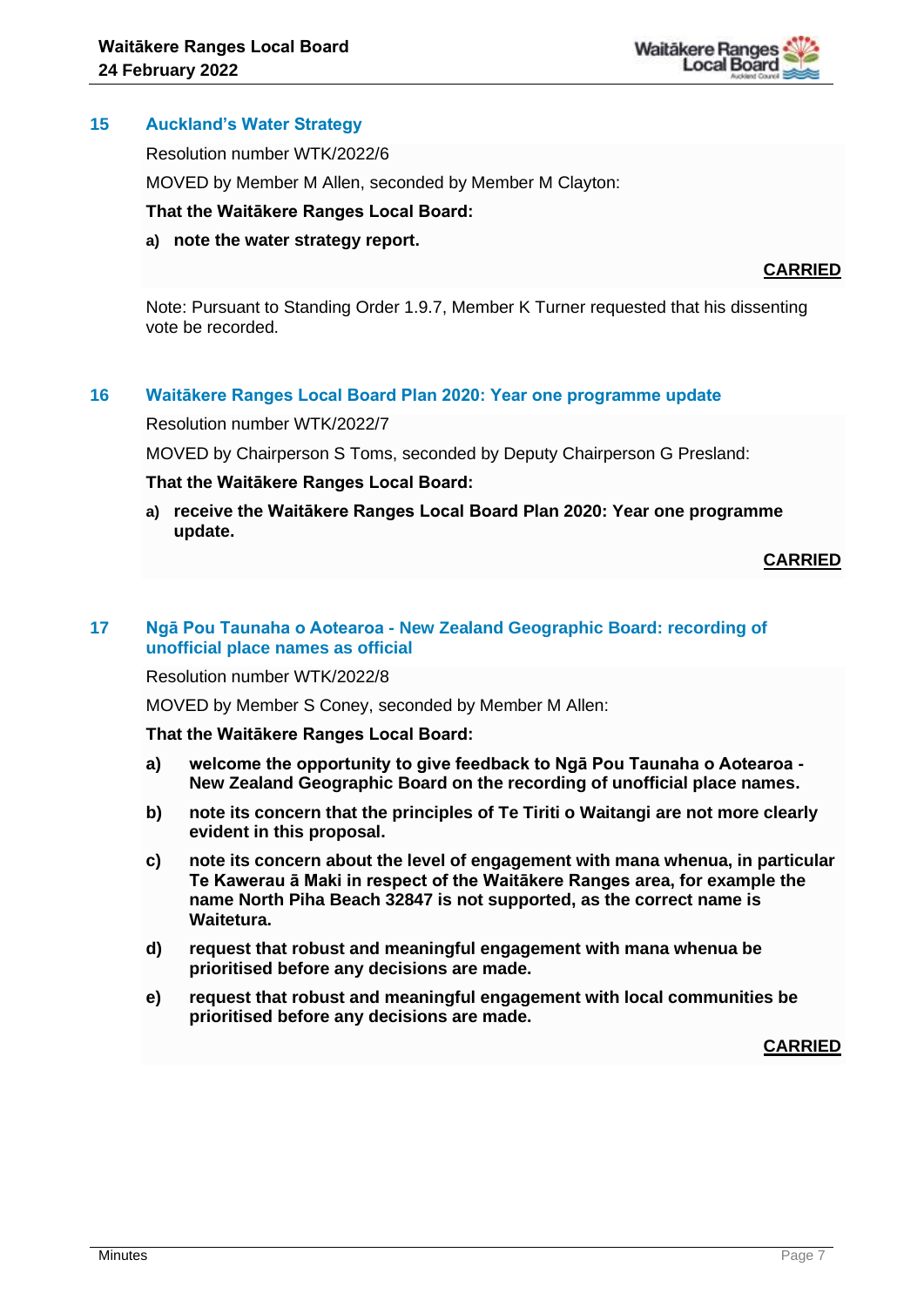## 15 Auckland's Water Strategy

Resolution number WTK/2022/6

MOVED by Member M Allen, seconded by Member M Clayton:

**That the Waitākere Ranges Local Board:**

**a) note the water strategy report.**

**CARRIED**

Note: Pursuant to Standing Order 1.9.7, Member K Turner requested that his dissenting vote be recorded.

## 16 Waitākere Ranges Local Board Plan 2020: Year one programme update

Resolution number WTK/2022/7

MOVED by Chairperson S Toms, seconded by Deputy Chairperson G Presland:

**That the Waitākere Ranges Local Board:**

**a) receive the Waitākere Ranges Local Board Plan 2020: Year one programme update.**

**CARRIED**

## 17 Ngā Pou Taunaha o Aotearoa - New Zealand Geographic Board: recording of unofficial place names as official

Resolution number WTK/2022/8

MOVED by Member S Coney, seconded by Member M Allen:

**That the Waitākere Ranges Local Board:**

**a) welcome the opportunity to give feedback to Ngā Pou Taunaha o Aotearoa - New Zealand Geographic Board on the recording of unofficial place names.**

**b) note its concern that the principles of Te Tiriti o Waitangi are not more clearly evident in this proposal.**

**c) note its concern about the level of engagement with mana whenua, in particular Te Kawerau ā Maki in respect of the Waitākere Ranges area, for example the name North Piha Beach 32847 is not supported, as the correct name is Waitetura.**

**d) request that robust and meaningful engagement with mana whenua be prioritised before any decisions are made.**

**e) request that robust and meaningful engagement with local communities be prioritised before any decisions are made.**

**CARRIED**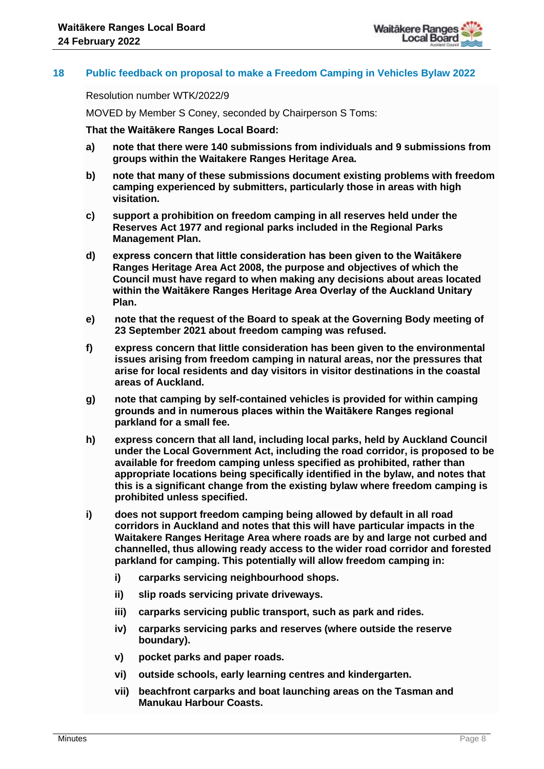## 18 Public feedback on proposal to make a Freedom Camping in Vehicles Bylaw 2022

Resolution number WTK/2022/9

MOVED by Member S Coney, seconded by Chairperson S Toms:

**That the Waitākere Ranges Local Board:**

**a) note that there were 140 submissions from individuals and 9 submissions from groups within the Waitakere Ranges Heritage Area.**

**b) note that many of these submissions document existing problems with freedom camping experienced by submitters, particularly those in areas with high visitation.**

**c) support a prohibition on freedom camping in all reserves held under the Reserves Act 1977 and regional parks included in the Regional Parks Management Plan.**

**d) express concern that little consideration has been given to the Waitākere Ranges Heritage Area Act 2008, the purpose and objectives of which the Council must have regard to when making any decisions about areas located within the Waitākere Ranges Heritage Area Overlay of the Auckland Unitary Plan.**

**e) note that the request of the Board to speak at the Governing Body meeting of 23 September 2021 about freedom camping was refused.**

**f) express concern that little consideration has been given to the environmental issues arising from freedom camping in natural areas, nor the pressures that arise for local residents and day visitors in visitor destinations in the coastal areas of Auckland.**

**g) note that camping by self-contained vehicles is provided for within camping grounds and in numerous places within the Waitākere Ranges regional parkland for a small fee.**

**h) express concern that all land, including local parks, held by Auckland Council under the Local Government Act, including the road corridor, is proposed to be available for freedom camping unless specified as prohibited, rather than appropriate locations being specifically identified in the bylaw, and notes that this is a significant change from the existing bylaw where freedom camping is prohibited unless specified.**

**i) does not support freedom camping being allowed by default in all road corridors in Auckland and notes that this will have particular impacts in the Waitakere Ranges Heritage Area where roads are by and large not curbed and channelled, thus allowing ready access to the wider road corridor and forested parkland for camping. This potentially will allow freedom camping in:**

- **i) carparks servicing neighbourhood shops.**
- **ii) slip roads servicing private driveways.**
- **iii) carparks servicing public transport, such as park and rides.**
- **iv) carparks servicing parks and reserves (where outside the reserve boundary).**
- **v) pocket parks and paper roads.**
- **vi) outside schools, early learning centres and kindergarten.**
- **vii) beachfront carparks and boat launching areas on the Tasman and Manukau Harbour Coasts.**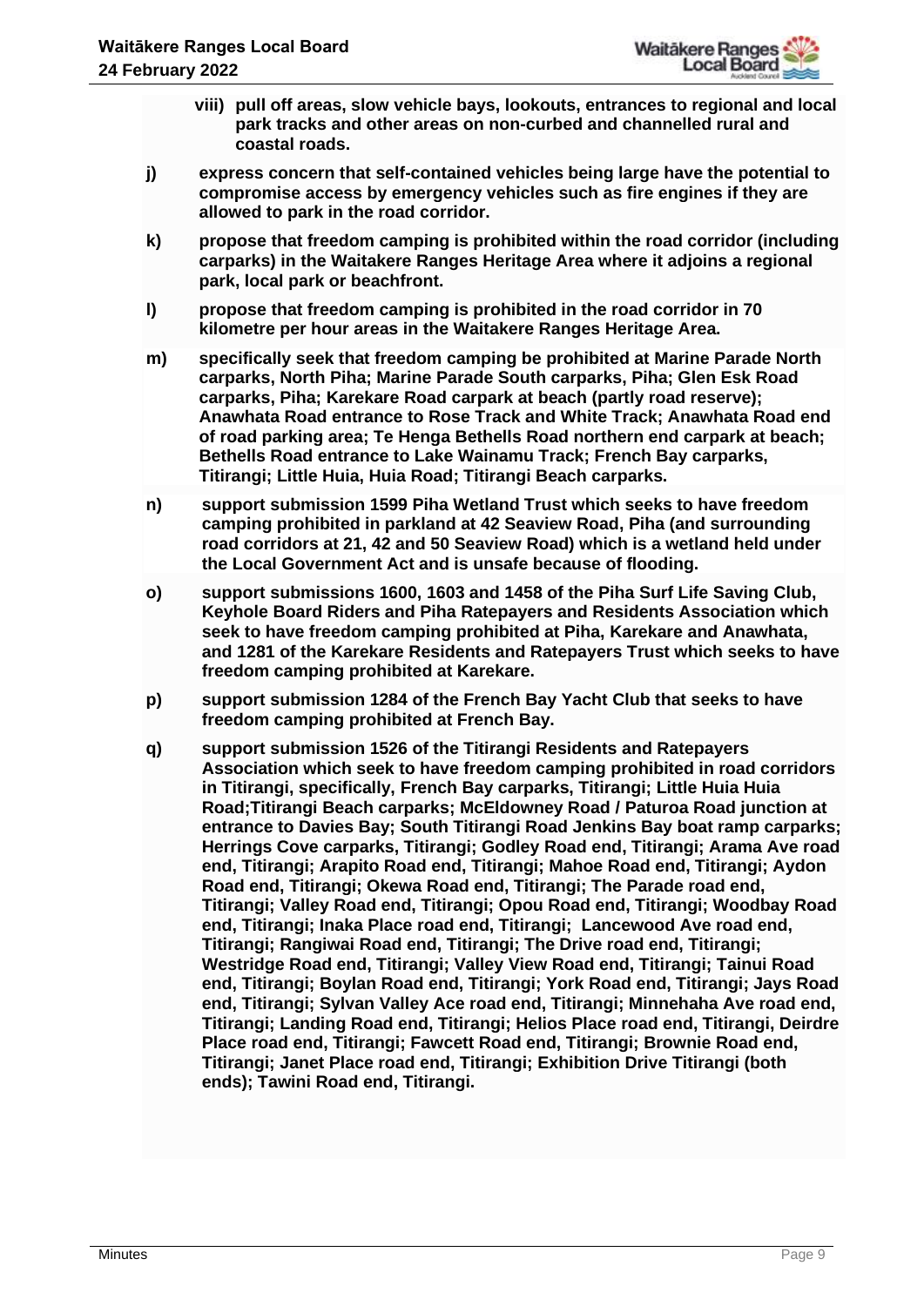viii) **pull off areas, slow vehicle bays, lookouts, entrances to regional and local park tracks and other areas on non-curbed and channelled rural and coastal roads.**

j) **express concern that self-contained vehicles being large have the potential to compromise access by emergency vehicles such as fire engines if they are allowed to park in the road corridor.**

k) **propose that freedom camping is prohibited within the road corridor (including carparks) in the Waitakere Ranges Heritage Area where it adjoins a regional park, local park or beachfront.**

l) **propose that freedom camping is prohibited in the road corridor in 70 kilometre per hour areas in the Waitakere Ranges Heritage Area.**

m) **specifically seek that freedom camping be prohibited at Marine Parade North carparks, North Piha; Marine Parade South carparks, Piha; Glen Esk Road carparks, Piha; Karekare Road carpark at beach (partly road reserve); Anawhata Road entrance to Rose Track and White Track; Anawhata Road end of road parking area; Te Henga Bethells Road northern end carpark at beach; Bethells Road entrance to Lake Wainamu Track; French Bay carparks, Titirangi; Little Huia, Huia Road; Titirangi Beach carparks.**

n) **support submission 1599 Piha Wetland Trust which seeks to have freedom camping prohibited in parkland at 42 Seaview Road, Piha (and surrounding road corridors at 21, 42 and 50 Seaview Road) which is a wetland held under the Local Government Act and is unsafe because of flooding.**

o) **support submissions 1600, 1603 and 1458 of the Piha Surf Life Saving Club, Keyhole Board Riders and Piha Ratepayers and Residents Association which seek to have freedom camping prohibited at Piha, Karekare and Anawhata, and 1281 of the Karekare Residents and Ratepayers Trust which seeks to have freedom camping prohibited at Karekare.**

p) **support submission 1284 of the French Bay Yacht Club that seeks to have freedom camping prohibited at French Bay.**

q) **support submission 1526 of the Titirangi Residents and Ratepayers Association which seek to have freedom camping prohibited in road corridors in Titirangi, specifically, French Bay carparks, Titirangi; Little Huia Huia Road;Titirangi Beach carparks; McEldowney Road / Paturoa Road junction at entrance to Davies Bay; South Titirangi Road Jenkins Bay boat ramp carparks; Herrings Cove carparks, Titirangi; Godley Road end, Titirangi; Arama Ave road end, Titirangi; Arapito Road end, Titirangi; Mahoe Road end, Titirangi; Aydon Road end, Titirangi; Okewa Road end, Titirangi; The Parade road end, Titirangi; Valley Road end, Titirangi; Opou Road end, Titirangi; Woodbay Road end, Titirangi; Inaka Place road end, Titirangi; Lancewood Ave road end, Titirangi; Rangiwai Road end, Titirangi; The Drive road end, Titirangi; Westridge Road end, Titirangi; Valley View Road end, Titirangi; Tainui Road end, Titirangi; Boylan Road end, Titirangi; York Road end, Titirangi; Jays Road end, Titirangi; Sylvan Valley Ace road end, Titirangi; Minnehaha Ave road end, Titirangi; Landing Road end, Titirangi; Helios Place road end, Titirangi, Deirdre Place road end, Titirangi; Fawcett Road end, Titirangi; Brownie Road end, Titirangi; Janet Place road end, Titirangi; Exhibition Drive Titirangi (both ends); Tawini Road end, Titirangi.**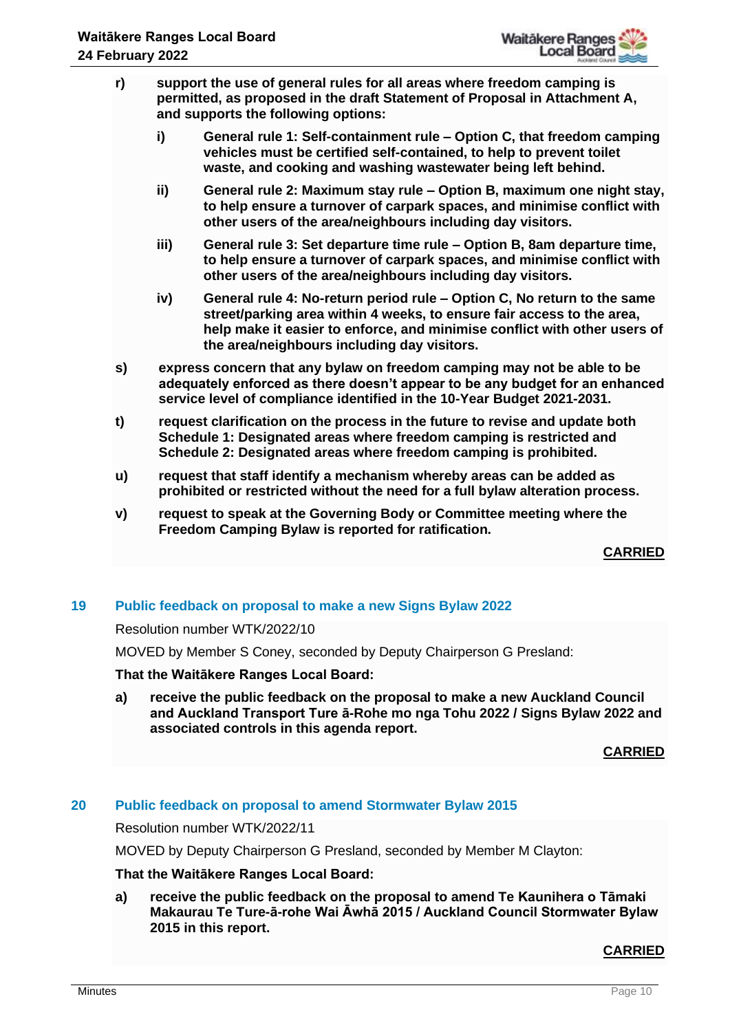r) **support the use of general rules for all areas where freedom camping is permitted, as proposed in the draft Statement of Proposal in Attachment A, and supports the following options:**

   i) **General rule 1: Self-containment rule – Option C, that freedom camping vehicles must be certified self-contained, to help to prevent toilet waste, and cooking and washing wastewater being left behind.**

   ii) **General rule 2: Maximum stay rule – Option B, maximum one night stay, to help ensure a turnover of carpark spaces, and minimise conflict with other users of the area/neighbours including day visitors.**

   iii) **General rule 3: Set departure time rule – Option B, 8am departure time, to help ensure a turnover of carpark spaces, and minimise conflict with other users of the area/neighbours including day visitors.**

   iv) **General rule 4: No-return period rule – Option C, No return to the same street/parking area within 4 weeks, to ensure fair access to the area, help make it easier to enforce, and minimise conflict with other users of the area/neighbours including day visitors.**

s) **express concern that any bylaw on freedom camping may not be able to be adequately enforced as there doesn't appear to be any budget for an enhanced service level of compliance identified in the 10-Year Budget 2021-2031.**

t) **request clarification on the process in the future to revise and update both Schedule 1: Designated areas where freedom camping is restricted and Schedule 2: Designated areas where freedom camping is prohibited.**

u) **request that staff identify a mechanism whereby areas can be added as prohibited or restricted without the need for a full bylaw alteration process.**

v) **request to speak at the Governing Body or Committee meeting where the Freedom Camping Bylaw is reported for ratification.**

**CARRIED**

## 19 Public feedback on proposal to make a new Signs Bylaw 2022

Resolution number WTK/2022/10

MOVED by Member S Coney, seconded by Deputy Chairperson G Presland:

**That the Waitākere Ranges Local Board:**

a) **receive the public feedback on the proposal to make a new Auckland Council and Auckland Transport Ture ā-Rohe mo nga Tohu 2022 / Signs Bylaw 2022 and associated controls in this agenda report.**

**CARRIED**

## 20 Public feedback on proposal to amend Stormwater Bylaw 2015

Resolution number WTK/2022/11

MOVED by Deputy Chairperson G Presland, seconded by Member M Clayton:

**That the Waitākere Ranges Local Board:**

a) **receive the public feedback on the proposal to amend Te Kaunihera o Tāmaki Makaurau Te Ture-ā-rohe Wai Āwhā 2015 / Auckland Council Stormwater Bylaw 2015 in this report.**

**CARRIED**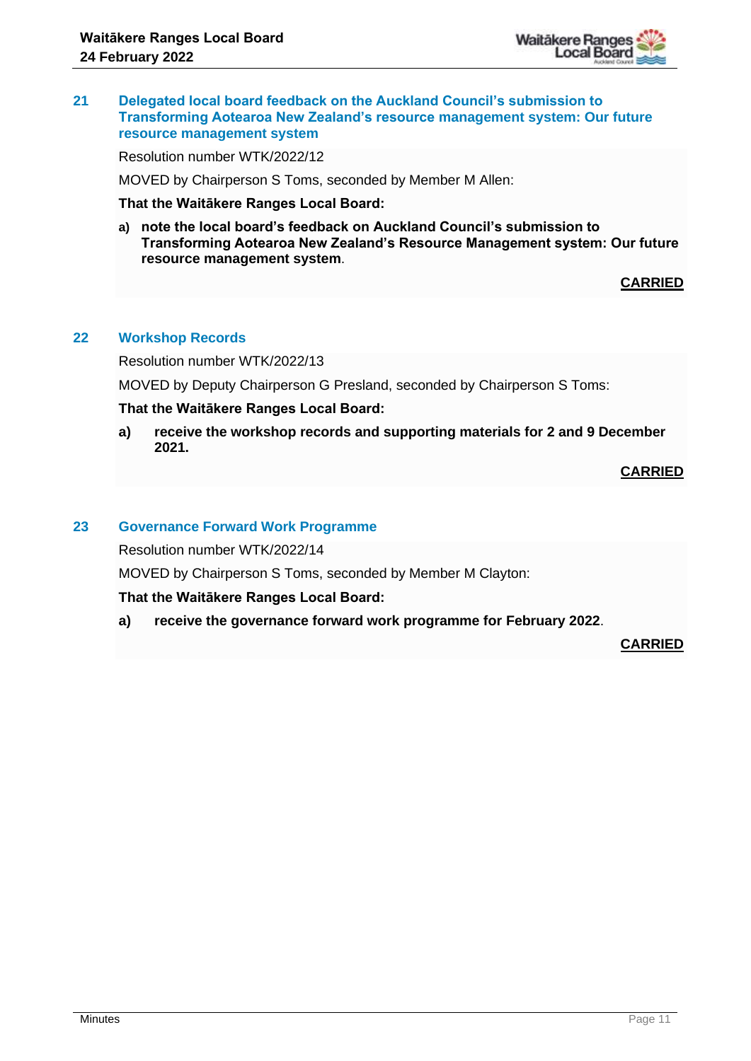## 21 Delegated local board feedback on the Auckland Council's submission to Transforming Aotearoa New Zealand's resource management system: Our future resource management system

Resolution number WTK/2022/12

MOVED by Chairperson S Toms, seconded by Member M Allen:

**That the Waitākere Ranges Local Board:**

a) **note the local board's feedback on Auckland Council's submission to Transforming Aotearoa New Zealand's Resource Management system: Our future resource management system**.

**CARRIED**

## 22 Workshop Records

Resolution number WTK/2022/13

MOVED by Deputy Chairperson G Presland, seconded by Chairperson S Toms:

**That the Waitākere Ranges Local Board:**

a) **receive the workshop records and supporting materials for 2 and 9 December 2021.**

**CARRIED**

## 23 Governance Forward Work Programme

Resolution number WTK/2022/14

MOVED by Chairperson S Toms, seconded by Member M Clayton:

**That the Waitākere Ranges Local Board:**

a) **receive the governance forward work programme for February 2022**.

**CARRIED**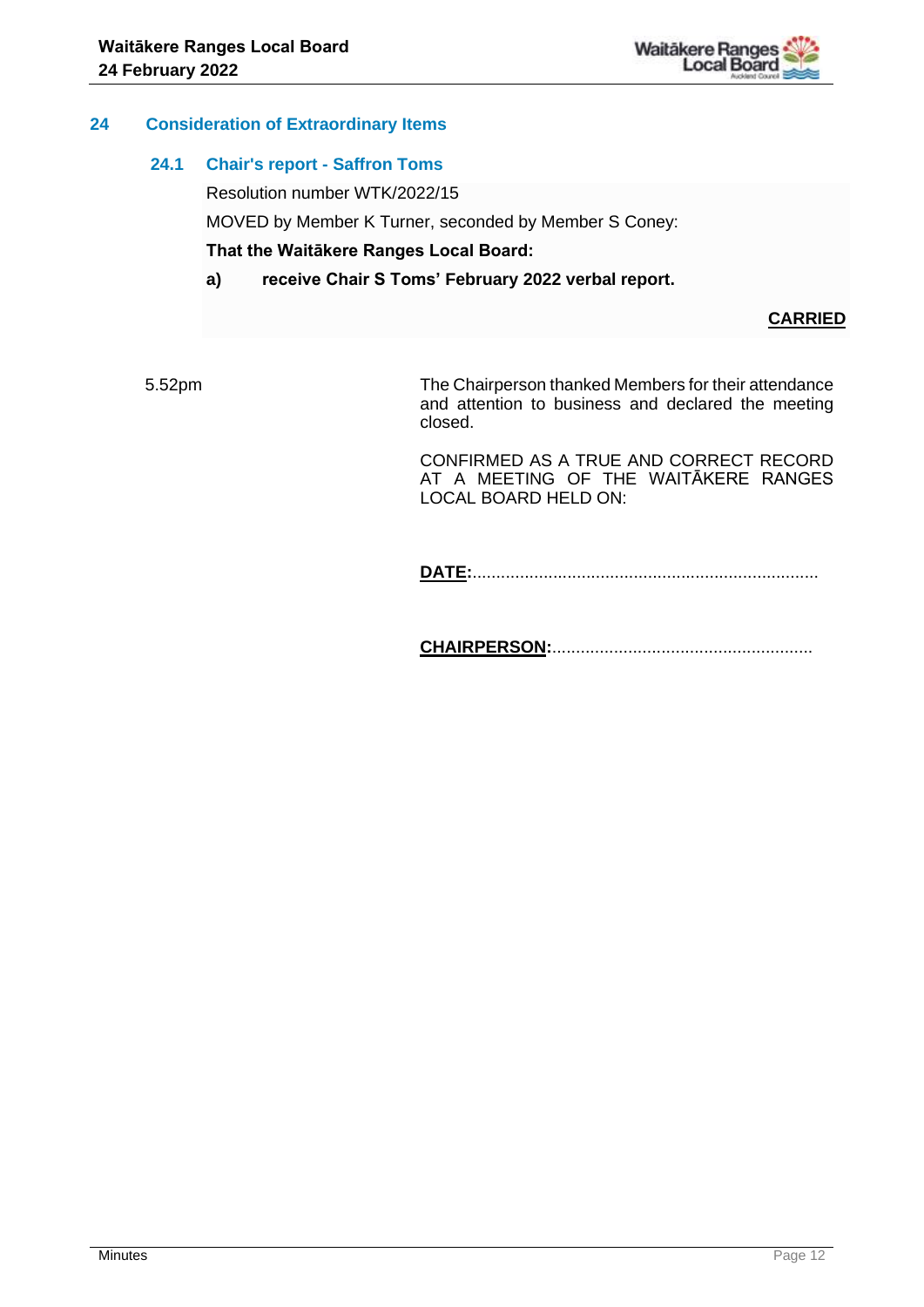## 24 Consideration of Extraordinary Items

### 24.1 Chair's report - Saffron Toms

Resolution number WTK/2022/15

MOVED by Member K Turner, seconded by Member S Coney:

**That the Waitākere Ranges Local Board:**

**a) receive Chair S Toms' February 2022 verbal report.**

**CARRIED**

5.52pm The Chairperson thanked Members for their attendance and attention to business and declared the meeting closed.

CONFIRMED AS A TRUE AND CORRECT RECORD AT A MEETING OF THE WAITĀKERE RANGES LOCAL BOARD HELD ON:

**DATE:**.........................................................................

**CHAIRPERSON:**.......................................................